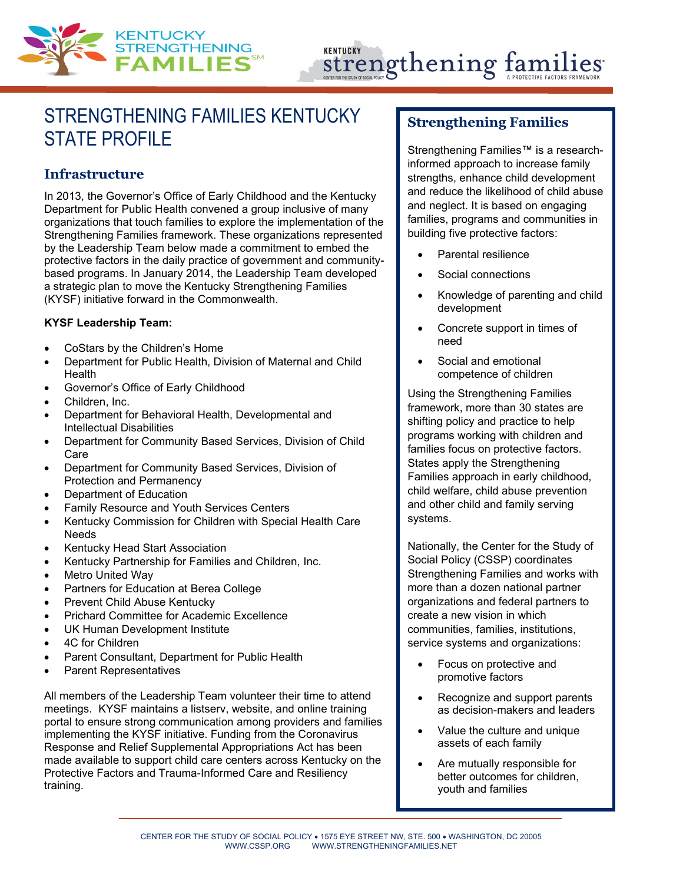# STRENGTHENING FAMILIES KENTUCKY STATE PROFILE

## Infrastructure

In 2013, the Governor's Office of Early Childhood and the Kentucky Department for Public Health convened a group inclusive of many organizations that touch families to explore the implementation of the Strengthening Families framework. These organizations represented by the Leadership Team below made a commitment to embed the protective factors in the daily practice of government and community-based programs. In January 2014, the Leadership Team developed a strategic plan to move the Kentucky Strengthening Families (KYSF) initiative forward in the Commonwealth.

**KYSF Leadership Team:**

- CoStars by the Children's Home
- Department for Public Health, Division of Maternal and Child Health
- Governor's Office of Early Childhood
- Children, Inc.
- Department for Behavioral Health, Developmental and Intellectual Disabilities
- Department for Community Based Services, Division of Child Care
- Department for Community Based Services, Division of Protection and Permanency
- Department of Education
- Family Resource and Youth Services Centers
- Kentucky Commission for Children with Special Health Care Needs
- Kentucky Head Start Association
- Kentucky Partnership for Families and Children, Inc.
- Metro United Way
- Partners for Education at Berea College
- Prevent Child Abuse Kentucky
- Prichard Committee for Academic Excellence
- UK Human Development Institute
- 4C for Children
- Parent Consultant, Department for Public Health
- Parent Representatives

All members of the Leadership Team volunteer their time to attend meetings. KYSF maintains a listserv, website, and online training portal to ensure strong communication among providers and families implementing the KYSF initiative. Funding from the Coronavirus Response and Relief Supplemental Appropriations Act has been made available to support child care centers across Kentucky on the Protective Factors and Trauma-Informed Care and Resiliency training.

## Strengthening Families

Strengthening Families™ is a research-informed approach to increase family strengths, enhance child development and reduce the likelihood of child abuse and neglect. It is based on engaging families, programs and communities in building five protective factors:

- Parental resilience
- Social connections
- Knowledge of parenting and child development
- Concrete support in times of need
- Social and emotional competence of children

Using the Strengthening Families framework, more than 30 states are shifting policy and practice to help programs working with children and families focus on protective factors. States apply the Strengthening Families approach in early childhood, child welfare, child abuse prevention and other child and family serving systems.

Nationally, the Center for the Study of Social Policy (CSSP) coordinates Strengthening Families and works with more than a dozen national partner organizations and federal partners to create a new vision in which communities, families, institutions, service systems and organizations:

- Focus on protective and promotive factors
- Recognize and support parents as decision-makers and leaders
- Value the culture and unique assets of each family
- Are mutually responsible for better outcomes for children, youth and families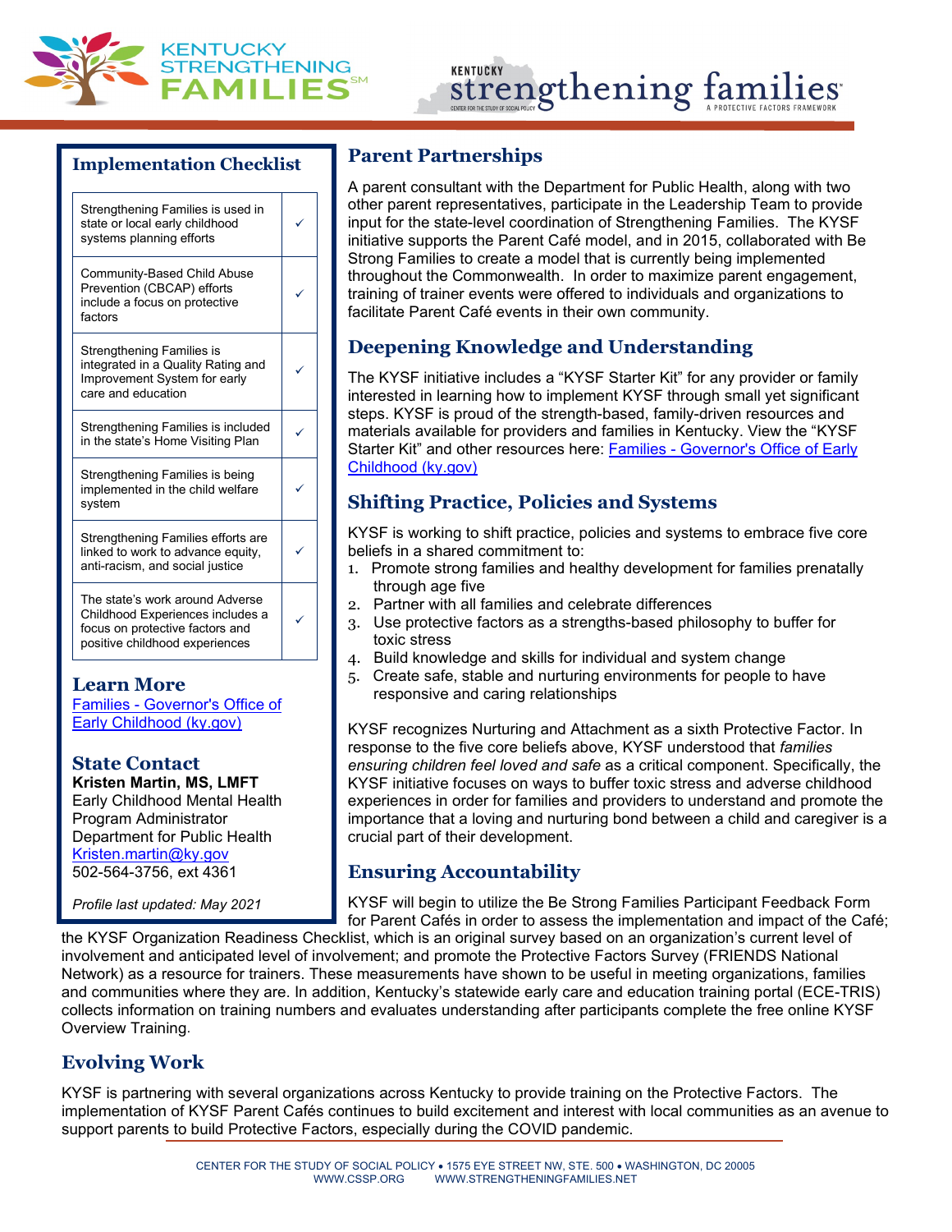## Implementation Checklist

| | |
|---|---|
| Strengthening Families is used in state or local early childhood systems planning efforts | ✓ |
| Community-Based Child Abuse Prevention (CBCAP) efforts include a focus on protective factors | ✓ |
| Strengthening Families is integrated in a Quality Rating and Improvement System for early care and education | ✓ |
| Strengthening Families is included in the state's Home Visiting Plan | ✓ |
| Strengthening Families is being implemented in the child welfare system | ✓ |
| Strengthening Families efforts are linked to work to advance equity, anti-racism, and social justice | ✓ |
| The state's work around Adverse Childhood Experiences includes a focus on protective factors and positive childhood experiences | ✓ |

## Learn More

[Families - Governor's Office of Early Childhood (ky.gov)]

## State Contact

**Kristen Martin, MS, LMFT**
Early Childhood Mental Health Program Administrator
Department for Public Health
Kristen.martin@ky.gov
502-564-3756, ext 4361

*Profile last updated: May 2021*

## Parent Partnerships

A parent consultant with the Department for Public Health, along with two other parent representatives, participate in the Leadership Team to provide input for the state-level coordination of Strengthening Families. The KYSF initiative supports the Parent Café model, and in 2015, collaborated with Be Strong Families to create a model that is currently being implemented throughout the Commonwealth. In order to maximize parent engagement, training of trainer events were offered to individuals and organizations to facilitate Parent Café events in their own community.

## Deepening Knowledge and Understanding

The KYSF initiative includes a "KYSF Starter Kit" for any provider or family interested in learning how to implement KYSF through small yet significant steps. KYSF is proud of the strength-based, family-driven resources and materials available for providers and families in Kentucky. View the "KYSF Starter Kit" and other resources here: [Families - Governor's Office of Early Childhood (ky.gov)]

## Shifting Practice, Policies and Systems

KYSF is working to shift practice, policies and systems to embrace five core beliefs in a shared commitment to:

1. Promote strong families and healthy development for families prenatally through age five
2. Partner with all families and celebrate differences
3. Use protective factors as a strengths-based philosophy to buffer for toxic stress
4. Build knowledge and skills for individual and system change
5. Create safe, stable and nurturing environments for people to have responsive and caring relationships

KYSF recognizes Nurturing and Attachment as a sixth Protective Factor. In response to the five core beliefs above, KYSF understood that *families ensuring children feel loved and safe* as a critical component. Specifically, the KYSF initiative focuses on ways to buffer toxic stress and adverse childhood experiences in order for families and providers to understand and promote the importance that a loving and nurturing bond between a child and caregiver is a crucial part of their development.

## Ensuring Accountability

KYSF will begin to utilize the Be Strong Families Participant Feedback Form for Parent Cafés in order to assess the implementation and impact of the Café; the KYSF Organization Readiness Checklist, which is an original survey based on an organization's current level of involvement and anticipated level of involvement; and promote the Protective Factors Survey (FRIENDS National Network) as a resource for trainers. These measurements have shown to be useful in meeting organizations, families and communities where they are. In addition, Kentucky's statewide early care and education training portal (ECE-TRIS) collects information on training numbers and evaluates understanding after participants complete the free online KYSF Overview Training.

## Evolving Work

KYSF is partnering with several organizations across Kentucky to provide training on the Protective Factors. The implementation of KYSF Parent Cafés continues to build excitement and interest with local communities as an avenue to support parents to build Protective Factors, especially during the COVID pandemic.